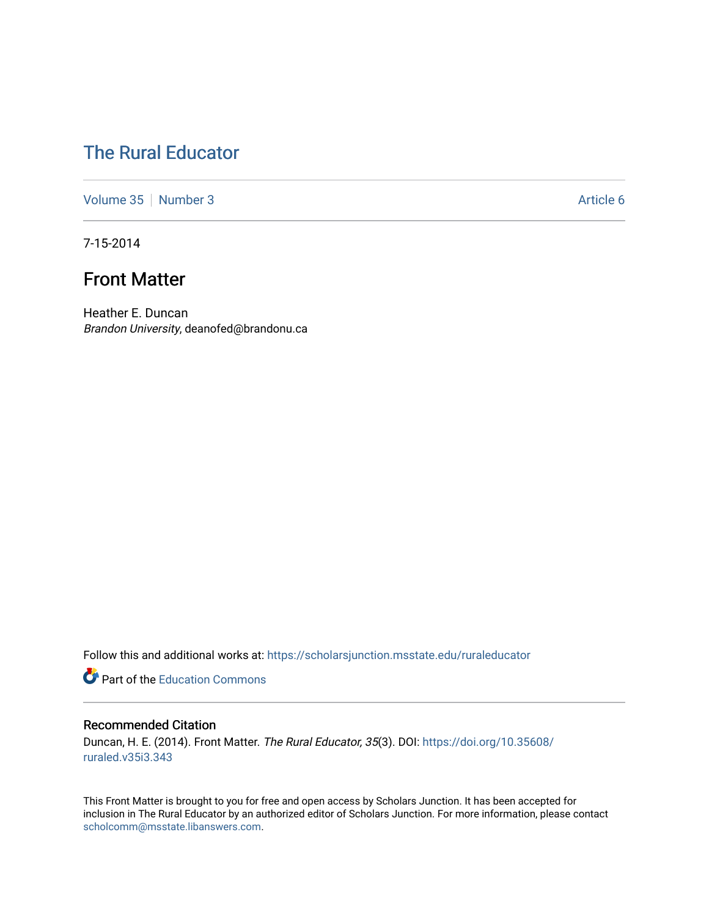# The Rural Educator

Volume 35 | Number 3 Article 6

7-15-2014

## Front Matter

Heather E. Duncan
*Brandon University*, deanofed@brandonu.ca

Follow this and additional works at: https://scholarsjunction.msstate.edu/ruraleducator

Part of the Education Commons

### Recommended Citation

Duncan, H. E. (2014). Front Matter. *The Rural Educator, 35*(3). DOI: https://doi.org/10.35608/ruraled.v35i3.343

This Front Matter is brought to you for free and open access by Scholars Junction. It has been accepted for inclusion in The Rural Educator by an authorized editor of Scholars Junction. For more information, please contact scholcomm@msstate.libanswers.com.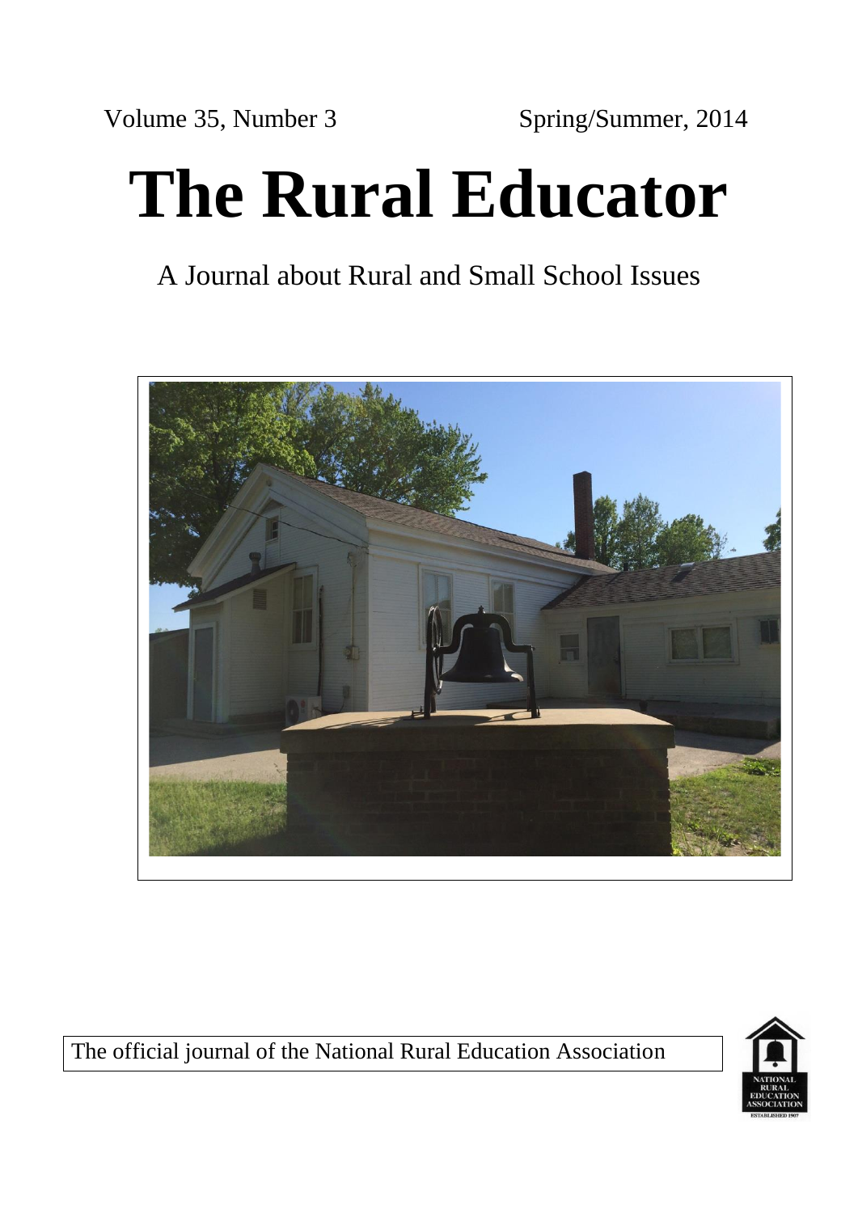Volume 35, Number 3 Spring/Summer, 2014

# The Rural Educator

A Journal about Rural and Small School Issues

The official journal of the National Rural Education Association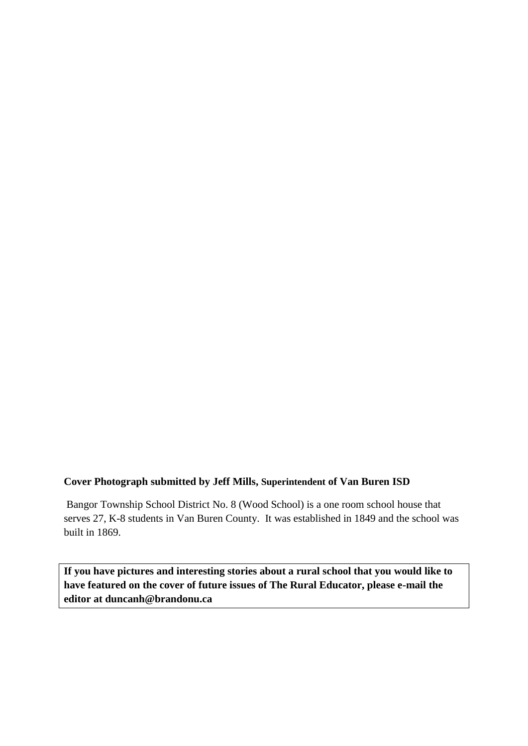**Cover Photograph submitted by Jeff Mills, Superintendent of Van Buren ISD**

Bangor Township School District No. 8 (Wood School) is a one room school house that serves 27, K-8 students in Van Buren County. It was established in 1849 and the school was built in 1869.

**If you have pictures and interesting stories about a rural school that you would like to have featured on the cover of future issues of The Rural Educator, please e-mail the editor at duncanh@brandonu.ca**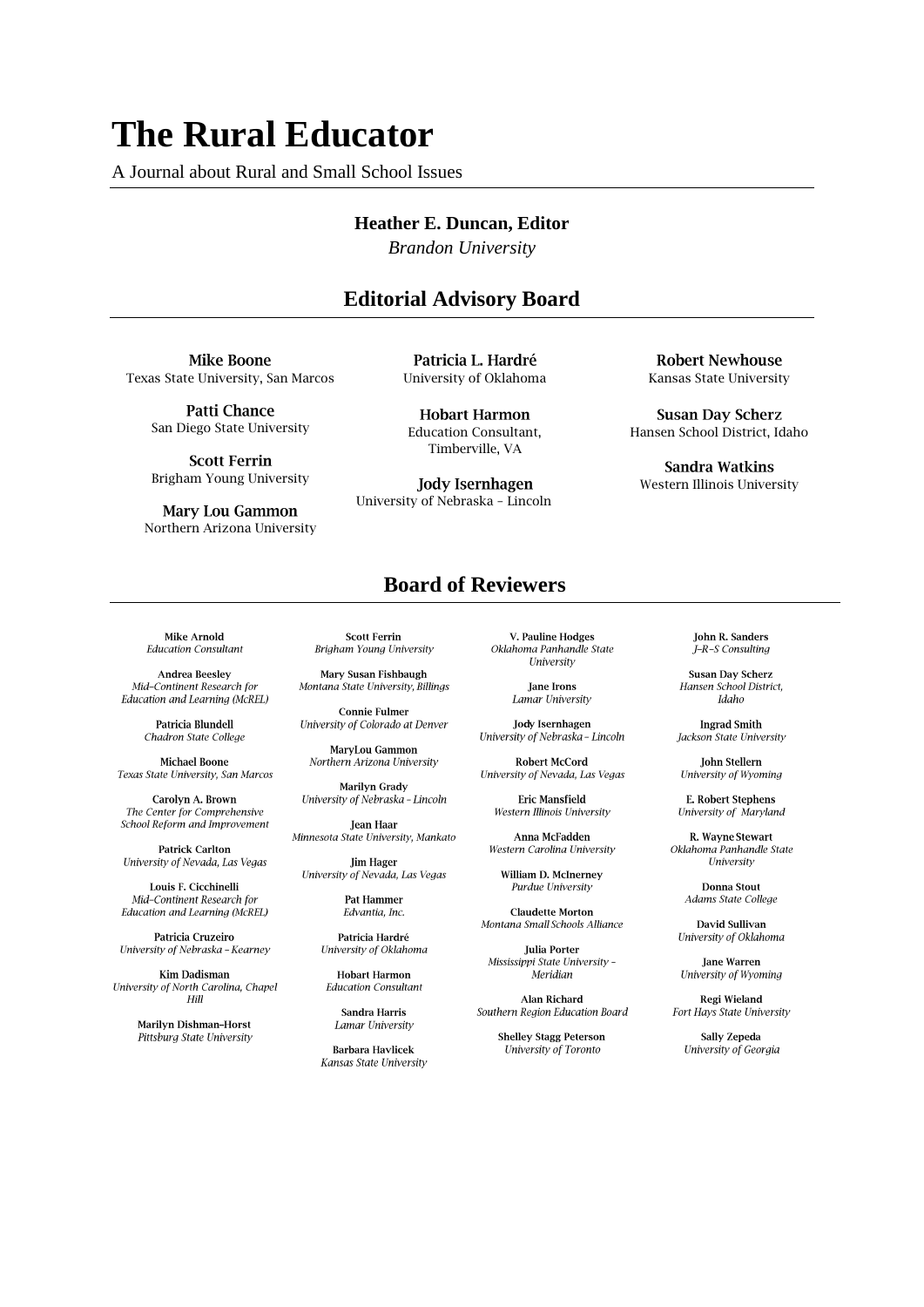# The Rural Educator

A Journal about Rural and Small School Issues

**Heather E. Duncan, Editor**
*Brandon University*

## Editorial Advisory Board

**Mike Boone**
Texas State University, San Marcos

**Patti Chance**
San Diego State University

**Scott Ferrin**
Brigham Young University

**Mary Lou Gammon**
Northern Arizona University

**Patricia L. Hardré**
University of Oklahoma

**Hobart Harmon**
Education Consultant, Timberville, VA

**Jody Isernhagen**
University of Nebraska – Lincoln

**Robert Newhouse**
Kansas State University

**Susan Day Scherz**
Hansen School District, Idaho

**Sandra Watkins**
Western Illinois University

## Board of Reviewers

**Mike Arnold**
*Education Consultant*

**Andrea Beesley**
*Mid–Continent Research for Education and Learning (McREL)*

**Patricia Blundell**
*Chadron State College*

**Michael Boone**
*Texas State University, San Marcos*

**Carolyn A. Brown**
*The Center for Comprehensive School Reform and Improvement*

**Patrick Carlton**
*University of Nevada, Las Vegas*

**Louis F. Cicchinelli**
*Mid–Continent Research for Education and Learning (McREL)*

**Patricia Cruzeiro**
*University of Nebraska – Kearney*

**Kim Dadisman**
*University of North Carolina, Chapel Hill*

**Marilyn Dishman–Horst**
*Pittsburg State University*

**Scott Ferrin**
*Brigham Young University*

**Mary Susan Fishbaugh**
*Montana State University, Billings*

**Connie Fulmer**
*University of Colorado at Denver*

**MaryLou Gammon**
*Northern Arizona University*

**Marilyn Grady**
*University of Nebraska - Lincoln*

**Jean Haar**
*Minnesota State University, Mankato*

**Jim Hager**
*University of Nevada, Las Vegas*

**Pat Hammer**
*Edvantia, Inc.*

**Patricia Hardré**
*University of Oklahoma*

**Hobart Harmon**
*Education Consultant*

**Sandra Harris**
*Lamar University*

**Barbara Havlicek**
*Kansas State University*

**V. Pauline Hodges**
*Oklahoma Panhandle State University*

**Jane Irons**
*Lamar University*

**Jody Isernhagen**
*University of Nebraska – Lincoln*

**Robert McCord**
*University of Nevada, Las Vegas*

**Eric Mansfield**
*Western Illinois University*

**Anna McFadden**
*Western Carolina University*

**William D. McInerney**
*Purdue University*

**Claudette Morton**
*Montana Small Schools Alliance*

**Julia Porter**
*Mississippi State University – Meridian*

**Alan Richard**
*Southern Region Education Board*

**Shelley Stagg Peterson**
*University of Toronto*

**John R. Sanders**
*J–R–S Consulting*

**Susan Day Scherz**
*Hansen School District, Idaho*

**Ingrad Smith**
*Jackson State University*

**John Stellern**
*University of Wyoming*

**E. Robert Stephens**
*University of Maryland*

**R. Wayne Stewart**
*Oklahoma Panhandle State University*

**Donna Stout**
*Adams State College*

**David Sullivan**
*University of Oklahoma*

**Jane Warren**
*University of Wyoming*

**Regi Wieland**
*Fort Hays State University*

**Sally Zepeda**
*University of Georgia*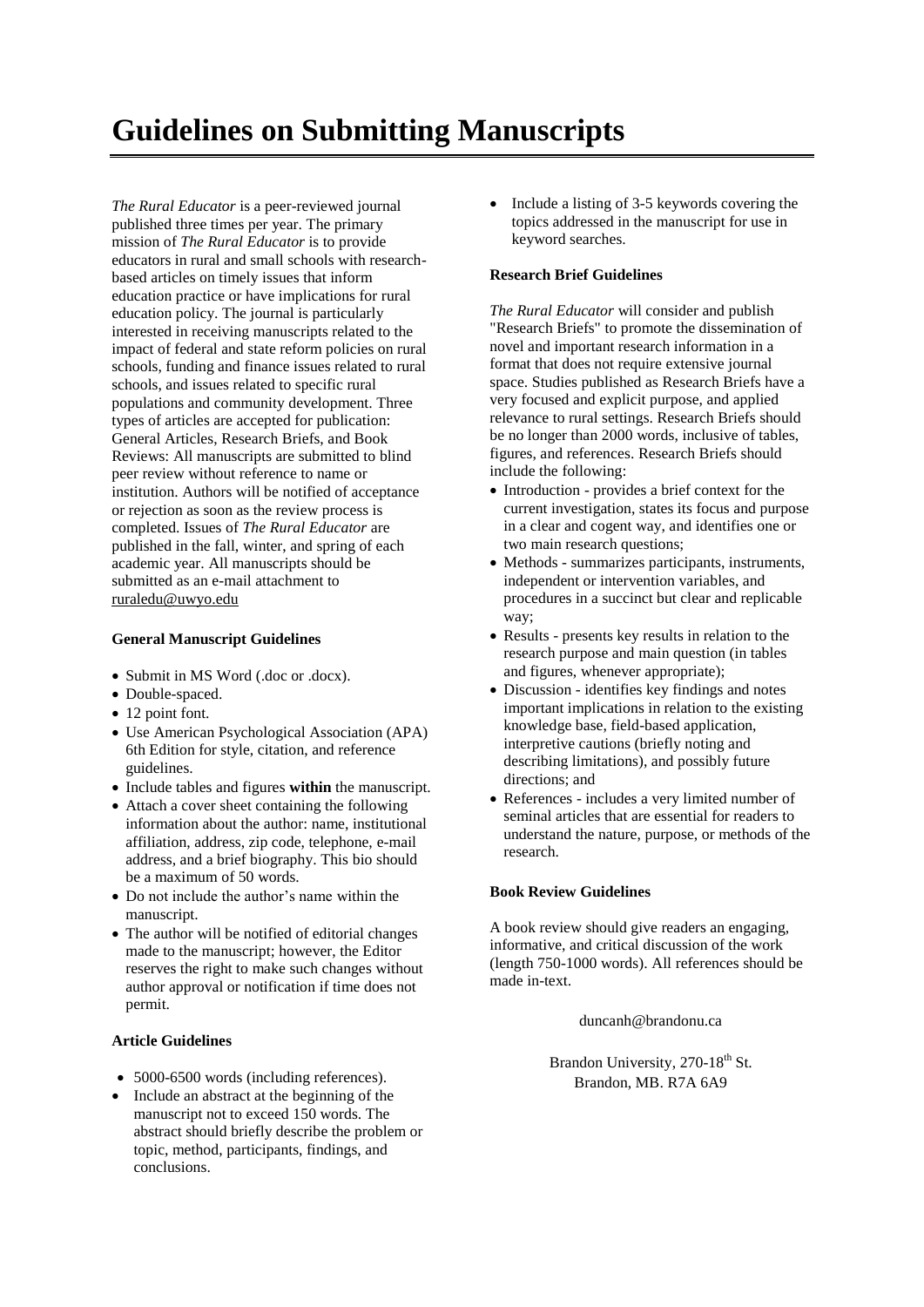# Guidelines on Submitting Manuscripts

*The Rural Educator* is a peer-reviewed journal published three times per year. The primary mission of *The Rural Educator* is to provide educators in rural and small schools with research-based articles on timely issues that inform education practice or have implications for rural education policy. The journal is particularly interested in receiving manuscripts related to the impact of federal and state reform policies on rural schools, funding and finance issues related to rural schools, and issues related to specific rural populations and community development. Three types of articles are accepted for publication: General Articles, Research Briefs, and Book Reviews: All manuscripts are submitted to blind peer review without reference to name or institution. Authors will be notified of acceptance or rejection as soon as the review process is completed. Issues of *The Rural Educator* are published in the fall, winter, and spring of each academic year. All manuscripts should be submitted as an e-mail attachment to ruraledu@uwyo.edu

### General Manuscript Guidelines

- Submit in MS Word (.doc or .docx).
- Double-spaced.
- 12 point font.
- Use American Psychological Association (APA) 6th Edition for style, citation, and reference guidelines.
- Include tables and figures **within** the manuscript.
- Attach a cover sheet containing the following information about the author: name, institutional affiliation, address, zip code, telephone, e-mail address, and a brief biography. This bio should be a maximum of 50 words.
- Do not include the author's name within the manuscript.
- The author will be notified of editorial changes made to the manuscript; however, the Editor reserves the right to make such changes without author approval or notification if time does not permit.

### Article Guidelines

- 5000-6500 words (including references).
- Include an abstract at the beginning of the manuscript not to exceed 150 words. The abstract should briefly describe the problem or topic, method, participants, findings, and conclusions.
- Include a listing of 3-5 keywords covering the topics addressed in the manuscript for use in keyword searches.

### Research Brief Guidelines

*The Rural Educator* will consider and publish "Research Briefs" to promote the dissemination of novel and important research information in a format that does not require extensive journal space. Studies published as Research Briefs have a very focused and explicit purpose, and applied relevance to rural settings. Research Briefs should be no longer than 2000 words, inclusive of tables, figures, and references. Research Briefs should include the following:

- Introduction - provides a brief context for the current investigation, states its focus and purpose in a clear and cogent way, and identifies one or two main research questions;
- Methods - summarizes participants, instruments, independent or intervention variables, and procedures in a succinct but clear and replicable way;
- Results - presents key results in relation to the research purpose and main question (in tables and figures, whenever appropriate);
- Discussion - identifies key findings and notes important implications in relation to the existing knowledge base, field-based application, interpretive cautions (briefly noting and describing limitations), and possibly future directions; and
- References - includes a very limited number of seminal articles that are essential for readers to understand the nature, purpose, or methods of the research.

### Book Review Guidelines

A book review should give readers an engaging, informative, and critical discussion of the work (length 750-1000 words). All references should be made in-text.

duncanh@brandonu.ca

Brandon University, 270-18th St.
Brandon, MB. R7A 6A9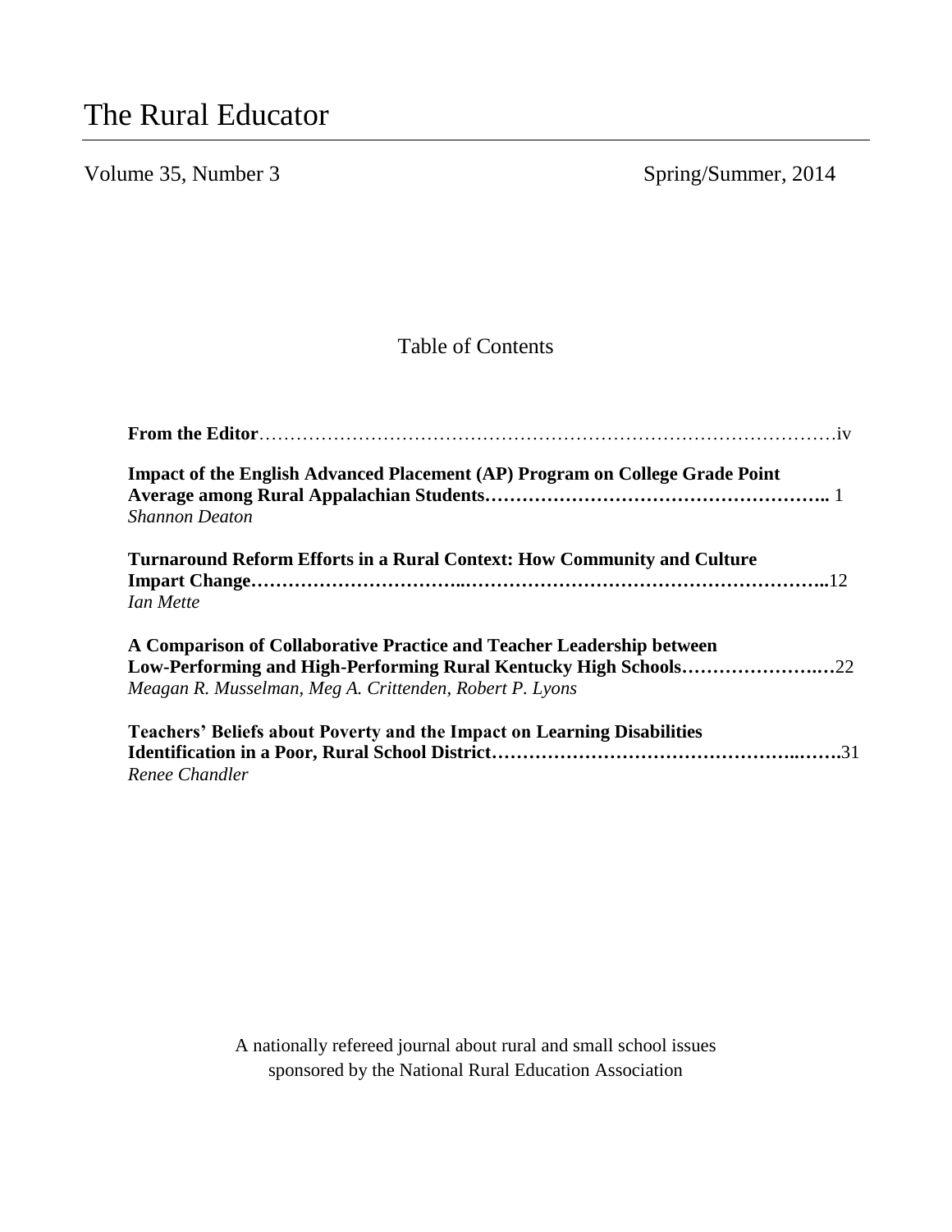# The Rural Educator

Volume 35, Number 3 Spring/Summer, 2014

## Table of Contents

**From the Editor**………………………………………………………………………………….iv

**Impact of the English Advanced Placement (AP) Program on College Grade Point Average among Rural Appalachian Students**……………………………………………….. 1
*Shannon Deaton*

**Turnaround Reform Efforts in a Rural Context: How Community and Culture Impart Change**…………………………..…………………………………………………..12
*Ian Mette*

**A Comparison of Collaborative Practice and Teacher Leadership between Low-Performing and High-Performing Rural Kentucky High Schools**…………………..…22
*Meagan R. Musselman, Meg A. Crittenden, Robert P. Lyons*

**Teachers' Beliefs about Poverty and the Impact on Learning Disabilities Identification in a Poor, Rural School District**…………………………………………..…….31
*Renee Chandler*

A nationally refereed journal about rural and small school issues
sponsored by the National Rural Education Association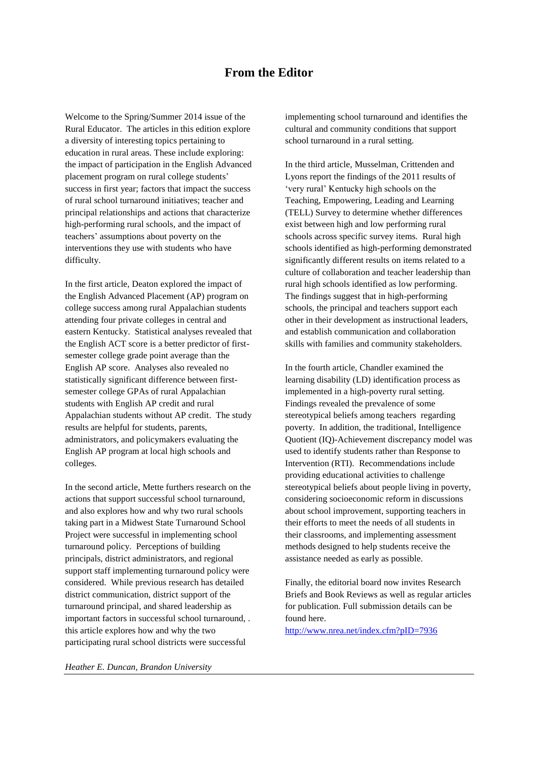# From the Editor

Welcome to the Spring/Summer 2014 issue of the Rural Educator. The articles in this edition explore a diversity of interesting topics pertaining to education in rural areas. These include exploring: the impact of participation in the English Advanced placement program on rural college students' success in first year; factors that impact the success of rural school turnaround initiatives; teacher and principal relationships and actions that characterize high-performing rural schools, and the impact of teachers' assumptions about poverty on the interventions they use with students who have difficulty.

In the first article, Deaton explored the impact of the English Advanced Placement (AP) program on college success among rural Appalachian students attending four private colleges in central and eastern Kentucky. Statistical analyses revealed that the English ACT score is a better predictor of first-semester college grade point average than the English AP score. Analyses also revealed no statistically significant difference between first-semester college GPAs of rural Appalachian students with English AP credit and rural Appalachian students without AP credit. The study results are helpful for students, parents, administrators, and policymakers evaluating the English AP program at local high schools and colleges.

In the second article, Mette furthers research on the actions that support successful school turnaround, and also explores how and why two rural schools taking part in a Midwest State Turnaround School Project were successful in implementing school turnaround policy. Perceptions of building principals, district administrators, and regional support staff implementing turnaround policy were considered. While previous research has detailed district communication, district support of the turnaround principal, and shared leadership as important factors in successful school turnaround, . this article explores how and why the two participating rural school districts were successful implementing school turnaround and identifies the cultural and community conditions that support school turnaround in a rural setting.

In the third article, Musselman, Crittenden and Lyons report the findings of the 2011 results of 'very rural' Kentucky high schools on the Teaching, Empowering, Leading and Learning (TELL) Survey to determine whether differences exist between high and low performing rural schools across specific survey items. Rural high schools identified as high-performing demonstrated significantly different results on items related to a culture of collaboration and teacher leadership than rural high schools identified as low performing. The findings suggest that in high-performing schools, the principal and teachers support each other in their development as instructional leaders, and establish communication and collaboration skills with families and community stakeholders.

In the fourth article, Chandler examined the learning disability (LD) identification process as implemented in a high-poverty rural setting. Findings revealed the prevalence of some stereotypical beliefs among teachers regarding poverty. In addition, the traditional, Intelligence Quotient (IQ)-Achievement discrepancy model was used to identify students rather than Response to Intervention (RTI). Recommendations include providing educational activities to challenge stereotypical beliefs about people living in poverty, considering socioeconomic reform in discussions about school improvement, supporting teachers in their efforts to meet the needs of all students in their classrooms, and implementing assessment methods designed to help students receive the assistance needed as early as possible.

Finally, the editorial board now invites Research Briefs and Book Reviews as well as regular articles for publication. Full submission details can be found here.
http://www.nrea.net/index.cfm?pID=7936

*Heather E. Duncan, Brandon University*